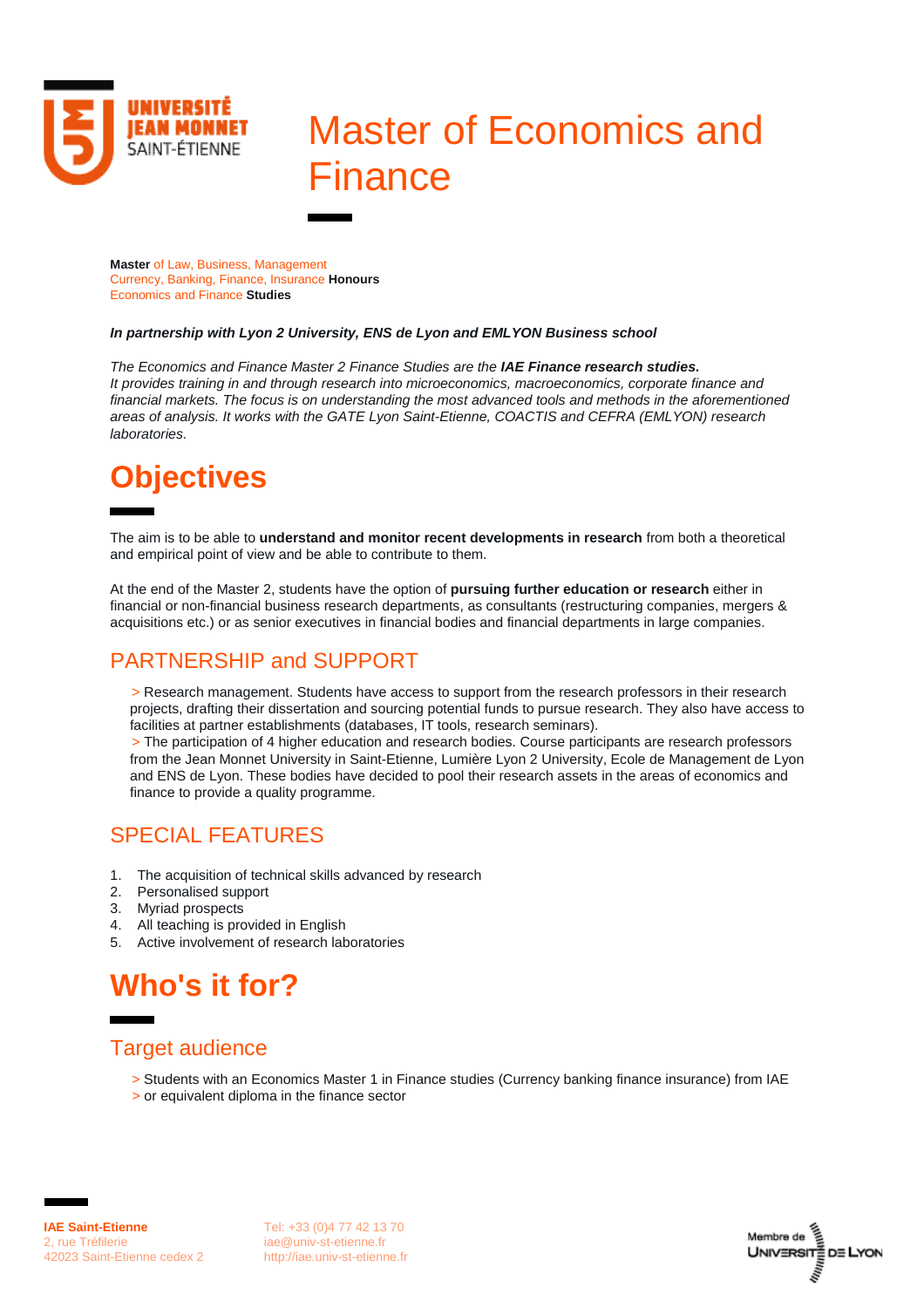# Master of Economics and Finance

**Master** of Law, Business, Management
Currency, Banking, Finance, Insurance **Honours**
Economics and Finance **Studies**

***In partnership with Lyon 2 University, ENS de Lyon and EMLYON Business school***

*The Economics and Finance Master 2 Finance Studies are the **IAE Finance research studies.***
*It provides training in and through research into microeconomics, macroeconomics, corporate finance and financial markets. The focus is on understanding the most advanced tools and methods in the aforementioned areas of analysis. It works with the GATE Lyon Saint-Etienne, COACTIS and CEFRA (EMLYON) research laboratories.*

# Objectives

The aim is to be able to **understand and monitor recent developments in research** from both a theoretical and empirical point of view and be able to contribute to them.

At the end of the Master 2, students have the option of **pursuing further education or research** either in financial or non-financial business research departments, as consultants (restructuring companies, mergers & acquisitions etc.) or as senior executives in financial bodies and financial departments in large companies.

## PARTNERSHIP and SUPPORT

> Research management. Students have access to support from the research professors in their research projects, drafting their dissertation and sourcing potential funds to pursue research. They also have access to facilities at partner establishments (databases, IT tools, research seminars).
> The participation of 4 higher education and research bodies. Course participants are research professors from the Jean Monnet University in Saint-Etienne, Lumière Lyon 2 University, Ecole de Management de Lyon and ENS de Lyon. These bodies have decided to pool their research assets in the areas of economics and finance to provide a quality programme.

## SPECIAL FEATURES

1. The acquisition of technical skills advanced by research
2. Personalised support
3. Myriad prospects
4. All teaching is provided in English
5. Active involvement of research laboratories

# Who's it for?

## Target audience

> Students with an Economics Master 1 in Finance studies (Currency banking finance insurance) from IAE
> or equivalent diploma in the finance sector

**IAE Saint-Etienne**
2, rue Tréfilerie
42023 Saint-Etienne cedex 2

Tel: +33 (0)4 77 42 13 70
iae@univ-st-etienne.fr
http://iae.univ-st-etienne.fr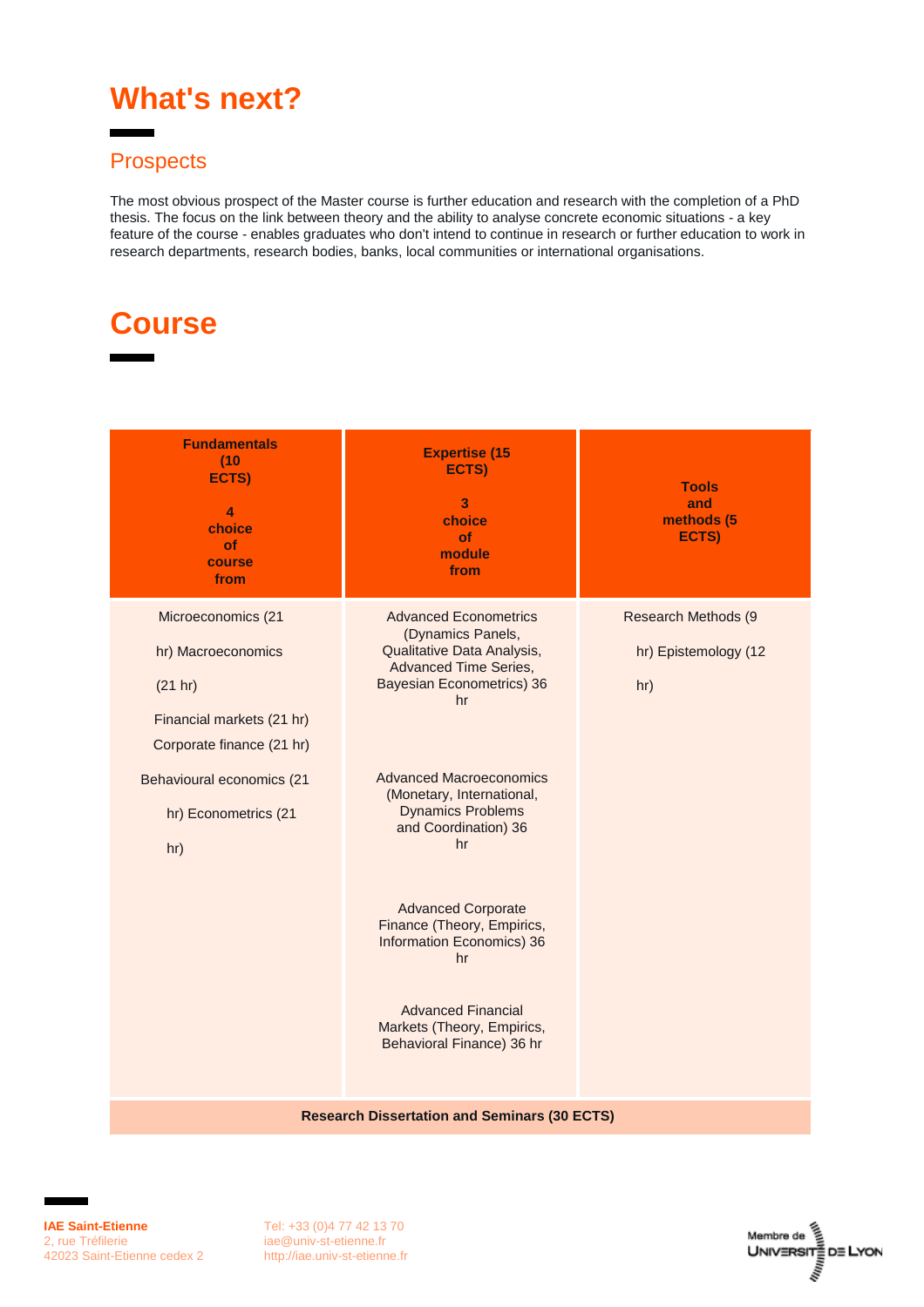# What's next?

## Prospects

The most obvious prospect of the Master course is further education and research with the completion of a PhD thesis. The focus on the link between theory and the ability to analyse concrete economic situations - a key feature of the course - enables graduates who don't intend to continue in research or further education to work in research departments, research bodies, banks, local communities or international organisations.

# Course

| Fundamentals (10 ECTS) 4 choice of course from | Expertise (15 ECTS) 3 choice of module from | Tools and methods (5 ECTS) |
|---|---|---|
| Microeconomics (21 hr) Macroeconomics (21 hr) Financial markets (21 hr) Corporate finance (21 hr) Behavioural economics (21 hr) Econometrics (21 hr) | Advanced Econometrics (Dynamics Panels, Qualitative Data Analysis, Advanced Time Series, Bayesian Econometrics) 36 hr<br><br>Advanced Macroeconomics (Monetary, International, Dynamics Problems and Coordination) 36 hr<br><br>Advanced Corporate Finance (Theory, Empirics, Information Economics) 36 hr<br><br>Advanced Financial Markets (Theory, Empirics, Behavioral Finance) 36 hr | Research Methods (9 hr) Epistemology (12 hr) |
| Research Dissertation and Seminars (30 ECTS) | | |

**IAE Saint-Etienne**
2, rue Tréfilerie
42023 Saint-Etienne cedex 2

Tel: +33 (0)4 77 42 13 70
iae@univ-st-etienne.fr
http://iae.univ-st-etienne.fr

Membre de Université de Lyon